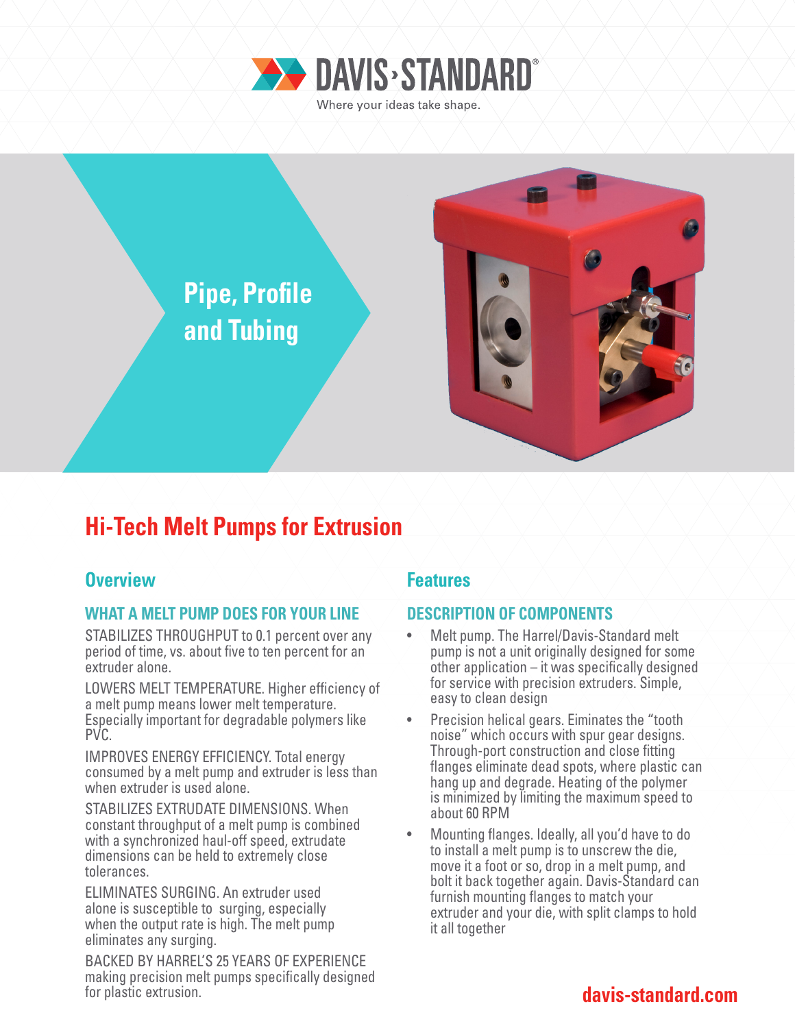DAVIS›STANDARD®

Where your ideas take shape.

Pipe, Profile and Tubing

# Hi-Tech Melt Pumps for Extrusion

## Overview

### WHAT A MELT PUMP DOES FOR YOUR LINE

STABILIZES THROUGHPUT to 0.1 percent over any period of time, vs. about five to ten percent for an extruder alone.

LOWERS MELT TEMPERATURE. Higher efficiency of a melt pump means lower melt temperature. Especially important for degradable polymers like PVC.

IMPROVES ENERGY EFFICIENCY. Total energy consumed by a melt pump and extruder is less than when extruder is used alone.

STABILIZES EXTRUDATE DIMENSIONS. When constant throughput of a melt pump is combined with a synchronized haul-off speed, extrudate dimensions can be held to extremely close tolerances.

ELIMINATES SURGING. An extruder used alone is susceptible to surging, especially when the output rate is high. The melt pump eliminates any surging.

BACKED BY HARREL'S 25 YEARS OF EXPERIENCE making precision melt pumps specifically designed for plastic extrusion.

## Features

### DESCRIPTION OF COMPONENTS

- Melt pump. The Harrel/Davis-Standard melt pump is not a unit originally designed for some other application – it was specifically designed for service with precision extruders. Simple, easy to clean design
- Precision helical gears. Eiminates the "tooth noise" which occurs with spur gear designs. Through-port construction and close fitting flanges eliminate dead spots, where plastic can hang up and degrade. Heating of the polymer is minimized by limiting the maximum speed to about 60 RPM
- Mounting flanges. Ideally, all you'd have to do to install a melt pump is to unscrew the die, move it a foot or so, drop in a melt pump, and bolt it back together again. Davis-Standard can furnish mounting flanges to match your extruder and your die, with split clamps to hold it all together

davis-standard.com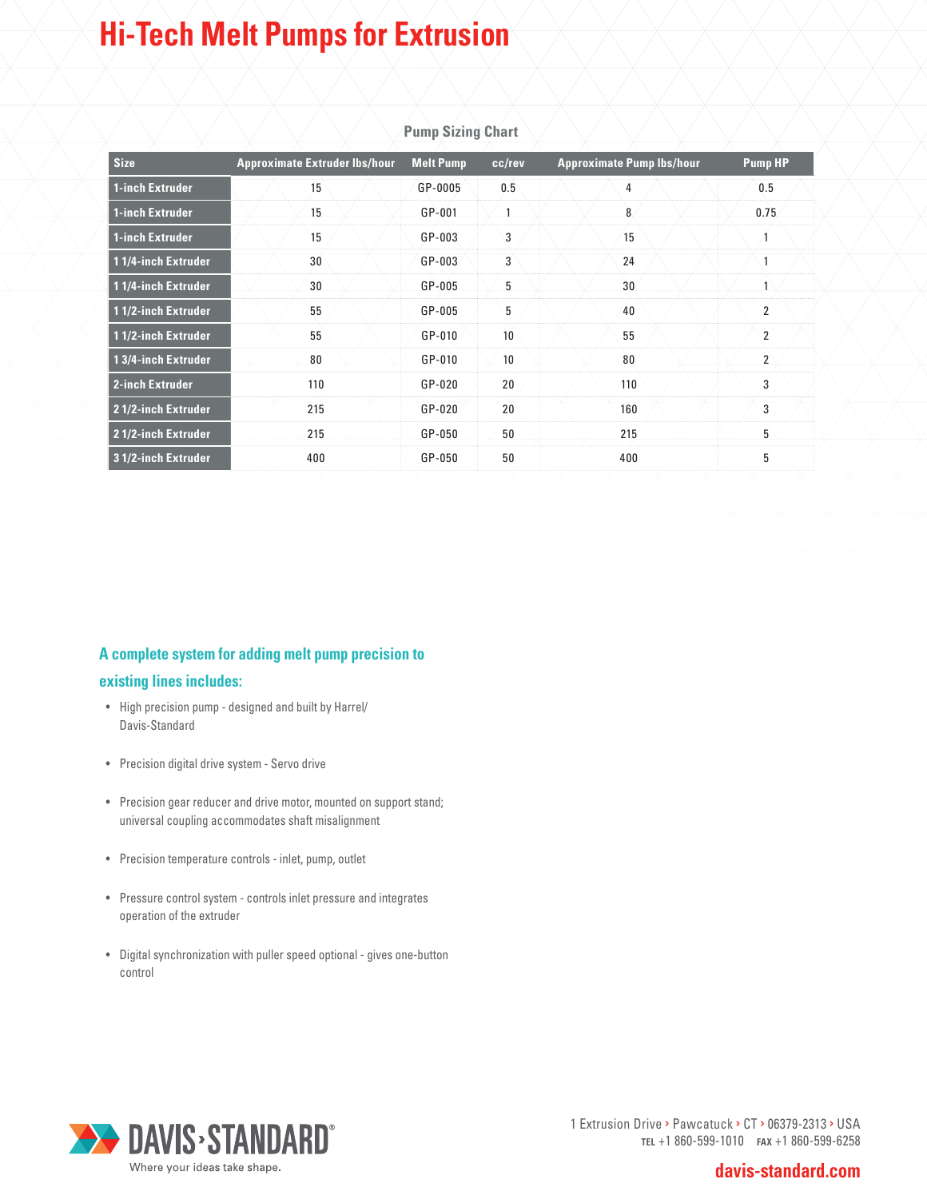# Hi-Tech Melt Pumps for Extrusion

### Pump Sizing Chart

| Size | Approximate Extruder lbs/hour | Melt Pump | cc/rev | Approximate Pump lbs/hour | Pump HP |
|---|---|---|---|---|---|
| 1-inch Extruder | 15 | GP-0005 | 0.5 | 4 | 0.5 |
| 1-inch Extruder | 15 | GP-001 | 1 | 8 | 0.75 |
| 1-inch Extruder | 15 | GP-003 | 3 | 15 | 1 |
| 1 1/4-inch Extruder | 30 | GP-003 | 3 | 24 | 1 |
| 1 1/4-inch Extruder | 30 | GP-005 | 5 | 30 | 1 |
| 1 1/2-inch Extruder | 55 | GP-005 | 5 | 40 | 2 |
| 1 1/2-inch Extruder | 55 | GP-010 | 10 | 55 | 2 |
| 1 3/4-inch Extruder | 80 | GP-010 | 10 | 80 | 2 |
| 2-inch Extruder | 110 | GP-020 | 20 | 110 | 3 |
| 2 1/2-inch Extruder | 215 | GP-020 | 20 | 160 | 3 |
| 2 1/2-inch Extruder | 215 | GP-050 | 50 | 215 | 5 |
| 3 1/2-inch Extruder | 400 | GP-050 | 50 | 400 | 5 |

## A complete system for adding melt pump precision to existing lines includes:

- High precision pump - designed and built by Harrel/Davis-Standard
- Precision digital drive system - Servo drive
- Precision gear reducer and drive motor, mounted on support stand; universal coupling accommodates shaft misalignment
- Precision temperature controls - inlet, pump, outlet
- Pressure control system - controls inlet pressure and integrates operation of the extruder
- Digital synchronization with puller speed optional - gives one-button control

DAVIS-STANDARD®
Where your ideas take shape.

1 Extrusion Drive › Pawcatuck › CT › 06379-2313 › USA
TEL +1 860-599-1010 FAX +1 860-599-6258

davis-standard.com